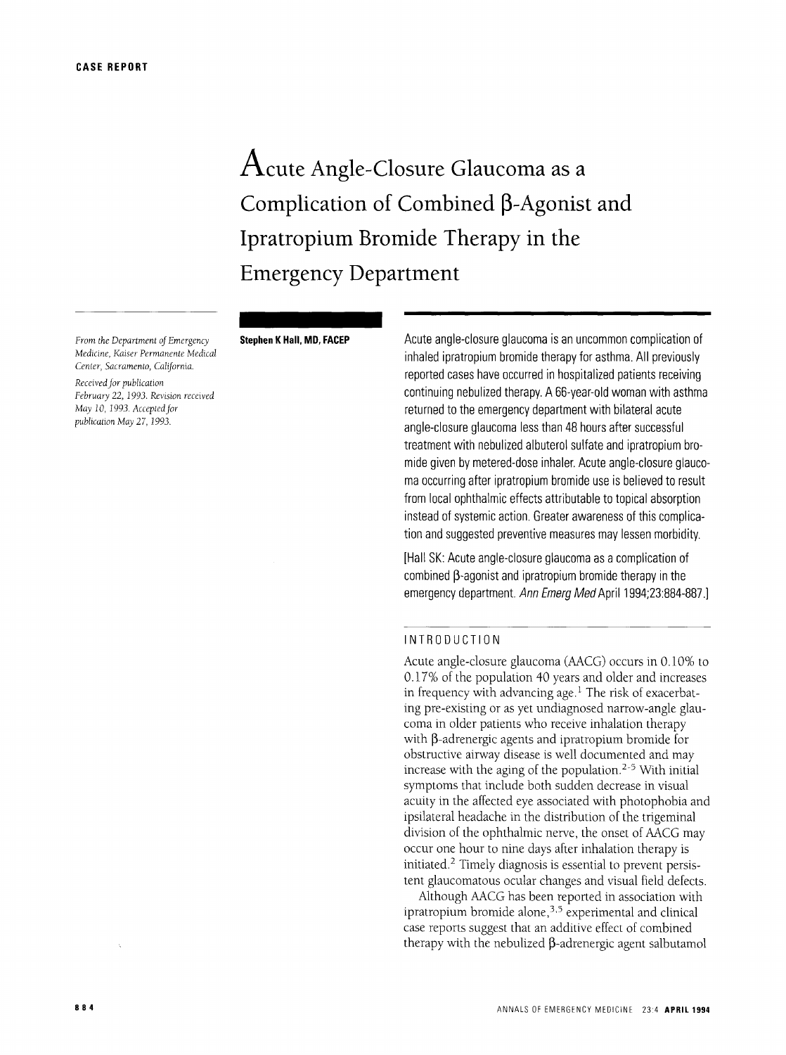**CASE REPORT**

# Acute Angle-Closure Glaucoma as a Complication of Combined β-Agonist and Ipratropium Bromide Therapy in the Emergency Department

**Stephen K Hall, MD, FACEP**

*From the Department of Emergency Medicine, Kaiser Permanente Medical Center, Sacramento, California.*

*Received for publication February 22, 1993. Revision received May 10, 1993. Accepted for publication May 27, 1993.*

Acute angle-closure glaucoma is an uncommon complication of inhaled ipratropium bromide therapy for asthma. All previously reported cases have occurred in hospitalized patients receiving continuing nebulized therapy. A 66-year-old woman with asthma returned to the emergency department with bilateral acute angle-closure glaucoma less than 48 hours after successful treatment with nebulized albuterol sulfate and ipratropium bromide given by metered-dose inhaler. Acute angle-closure glaucoma occurring after ipratropium bromide use is believed to result from local ophthalmic effects attributable to topical absorption instead of systemic action. Greater awareness of this complication and suggested preventive measures may lessen morbidity.

[Hall SK: Acute angle-closure glaucoma as a complication of combined β-agonist and ipratropium bromide therapy in the emergency department. *Ann Emerg Med* April 1994;23:884-887.]

## INTRODUCTION

Acute angle-closure glaucoma (AACG) occurs in 0.10% to 0.17% of the population 40 years and older and increases in frequency with advancing age.[1] The risk of exacerbating pre-existing or as yet undiagnosed narrow-angle glaucoma in older patients who receive inhalation therapy with β-adrenergic agents and ipratropium bromide for obstructive airway disease is well documented and may increase with the aging of the population.[2-5] With initial symptoms that include both sudden decrease in visual acuity in the affected eye associated with photophobia and ipsilateral headache in the distribution of the trigeminal division of the ophthalmic nerve, the onset of AACG may occur one hour to nine days after inhalation therapy is initiated.[2] Timely diagnosis is essential to prevent persistent glaucomatous ocular changes and visual field defects.

Although AACG has been reported in association with ipratropium bromide alone,[3,5] experimental and clinical case reports suggest that an additive effect of combined therapy with the nebulized β-adrenergic agent salbutamol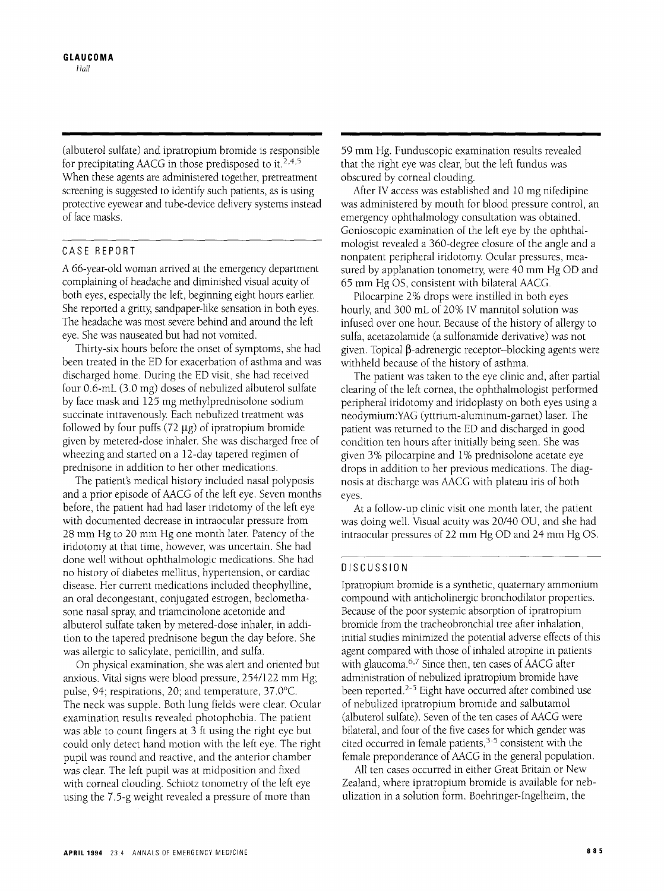(albuterol sulfate) and ipratropium bromide is responsible for precipitating AACG in those predisposed to it.[2,4,5] When these agents are administered together, pretreatment screening is suggested to identify such patients, as is using protective eyewear and tube-device delivery systems instead of face masks.

## CASE REPORT

A 66-year-old woman arrived at the emergency department complaining of headache and diminished visual acuity of both eyes, especially the left, beginning eight hours earlier. She reported a gritty, sandpaper-like sensation in both eyes. The headache was most severe behind and around the left eye. She was nauseated but had not vomited.

Thirty-six hours before the onset of symptoms, she had been treated in the ED for exacerbation of asthma and was discharged home. During the ED visit, she had received four 0.6-mL (3.0 mg) doses of nebulized albuterol sulfate by face mask and 125 mg methylprednisolone sodium succinate intravenously. Each nebulized treatment was followed by four puffs (72 μg) of ipratropium bromide given by metered-dose inhaler. She was discharged free of wheezing and started on a 12-day tapered regimen of prednisone in addition to her other medications.

The patient's medical history included nasal polyposis and a prior episode of AACG of the left eye. Seven months before, the patient had had laser iridotomy of the left eye with documented decrease in intraocular pressure from 28 mm Hg to 20 mm Hg one month later. Patency of the iridotomy at that time, however, was uncertain. She had done well without ophthalmologic medications. She had no history of diabetes mellitus, hypertension, or cardiac disease. Her current medications included theophylline, an oral decongestant, conjugated estrogen, beclomethasone nasal spray, and triamcinolone acetonide and albuterol sulfate taken by metered-dose inhaler, in addition to the tapered prednisone begun the day before. She was allergic to salicylate, penicillin, and sulfa.

On physical examination, she was alert and oriented but anxious. Vital signs were blood pressure, 254/122 mm Hg; pulse, 94; respirations, 20; and temperature, 37.0°C. The neck was supple. Both lung fields were clear. Ocular examination results revealed photophobia. The patient was able to count fingers at 3 ft using the right eye but could only detect hand motion with the left eye. The right pupil was round and reactive, and the anterior chamber was clear. The left pupil was at midposition and fixed with corneal clouding. Schiotz tonometry of the left eye using the 7.5-g weight revealed a pressure of more than 59 mm Hg. Funduscopic examination results revealed that the right eye was clear, but the left fundus was obscured by corneal clouding.

After IV access was established and 10 mg nifedipine was administered by mouth for blood pressure control, an emergency ophthalmology consultation was obtained. Gonioscopic examination of the left eye by the ophthalmologist revealed a 360-degree closure of the angle and a nonpatent peripheral iridotomy. Ocular pressures, measured by applanation tonometry, were 40 mm Hg OD and 65 mm Hg OS, consistent with bilateral AACG.

Pilocarpine 2% drops were instilled in both eyes hourly, and 300 mL of 20% IV mannitol solution was infused over one hour. Because of the history of allergy to sulfa, acetazolamide (a sulfonamide derivative) was not given. Topical β-adrenergic receptor–blocking agents were withheld because of the history of asthma.

The patient was taken to the eye clinic and, after partial clearing of the left cornea, the ophthalmologist performed peripheral iridotomy and iridoplasty on both eyes using a neodymium:YAG (yttrium-aluminum-garnet) laser. The patient was returned to the ED and discharged in good condition ten hours after initially being seen. She was given 3% pilocarpine and 1% prednisolone acetate eye drops in addition to her previous medications. The diagnosis at discharge was AACG with plateau iris of both eyes.

At a follow-up clinic visit one month later, the patient was doing well. Visual acuity was 20/40 OU, and she had intraocular pressures of 22 mm Hg OD and 24 mm Hg OS.

## DISCUSSION

Ipratropium bromide is a synthetic, quaternary ammonium compound with anticholinergic bronchodilator properties. Because of the poor systemic absorption of ipratropium bromide from the tracheobronchial tree after inhalation, initial studies minimized the potential adverse effects of this agent compared with those of inhaled atropine in patients with glaucoma.[6,7] Since then, ten cases of AACG after administration of nebulized ipratropium bromide have been reported.[2-5] Eight have occurred after combined use of nebulized ipratropium bromide and salbutamol (albuterol sulfate). Seven of the ten cases of AACG were bilateral, and four of the five cases for which gender was cited occurred in female patients,[3-5] consistent with the female preponderance of AACG in the general population.

All ten cases occurred in either Great Britain or New Zealand, where ipratropium bromide is available for nebulization in a solution form. Boehringer-Ingelheim, the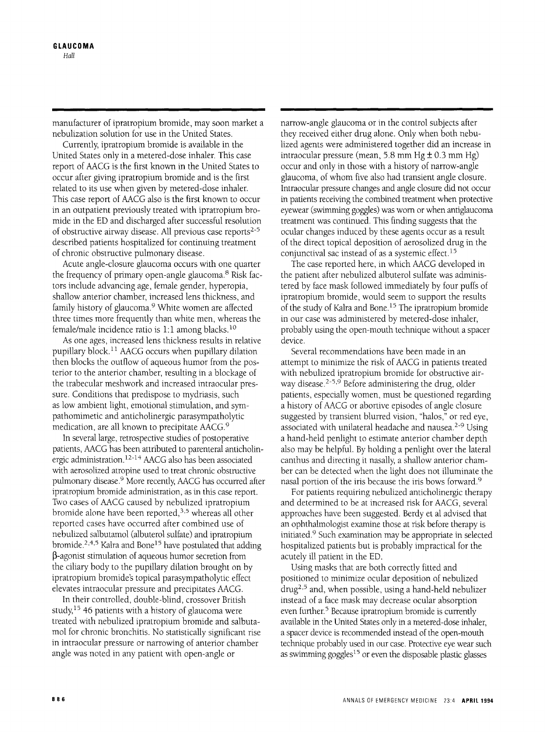manufacturer of ipratropium bromide, may soon market a nebulization solution for use in the United States.

Currently, ipratropium bromide is available in the United States only in a metered-dose inhaler. This case report of AACG is the first known in the United States to occur after giving ipratropium bromide and is the first related to its use when given by metered-dose inhaler. This case report of AACG also is the first known to occur in an outpatient previously treated with ipratropium bromide in the ED and discharged after successful resolution of obstructive airway disease. All previous case reports[2-5] described patients hospitalized for continuing treatment of chronic obstructive pulmonary disease.

Acute angle-closure glaucoma occurs with one quarter the frequency of primary open-angle glaucoma.[8] Risk factors include advancing age, female gender, hyperopia, shallow anterior chamber, increased lens thickness, and family history of glaucoma.[9] White women are affected three times more frequently than white men, whereas the female/male incidence ratio is 1:1 among blacks.[10]

As one ages, increased lens thickness results in relative pupillary block.[11] AACG occurs when pupillary dilation then blocks the outflow of aqueous humor from the posterior to the anterior chamber, resulting in a blockage of the trabecular meshwork and increased intraocular pressure. Conditions that predispose to mydriasis, such as low ambient light, emotional stimulation, and sympathomimetic and anticholinergic parasympatholytic medication, are all known to precipitate AACG.[9]

In several large, retrospective studies of postoperative patients, AACG has been attributed to parenteral anticholinergic administration.[12-14] AACG also has been associated with aerosolized atropine used to treat chronic obstructive pulmonary disease.[9] More recently, AACG has occurred after ipratropium bromide administration, as in this case report. Two cases of AACG caused by nebulized ipratropium bromide alone have been reported,[3,5] whereas all other reported cases have occurred after combined use of nebulized salbutamol (albuterol sulfate) and ipratropium bromide.[2,4,5] Kalra and Bone[15] have postulated that adding β-agonist stimulation of aqueous humor secretion from the ciliary body to the pupillary dilation brought on by ipratropium bromide's topical parasympatholytic effect elevates intraocular pressure and precipitates AACG.

In their controlled, double-blind, crossover British study,[15] 46 patients with a history of glaucoma were treated with nebulized ipratropium bromide and salbutamol for chronic bronchitis. No statistically significant rise in intraocular pressure or narrowing of anterior chamber angle was noted in any patient with open-angle or narrow-angle glaucoma or in the control subjects after they received either drug alone. Only when both nebulized agents were administered together did an increase in intraocular pressure (mean, 5.8 mm Hg ± 0.3 mm Hg) occur and only in those with a history of narrow-angle glaucoma, of whom five also had transient angle closure. Intraocular pressure changes and angle closure did not occur in patients receiving the combined treatment when protective eyewear (swimming goggles) was worn or when antiglaucoma treatment was continued. This finding suggests that the ocular changes induced by these agents occur as a result of the direct topical deposition of aerosolized drug in the conjunctival sac instead of as a systemic effect.[15]

The case reported here, in which AACG developed in the patient after nebulized albuterol sulfate was administered by face mask followed immediately by four puffs of ipratropium bromide, would seem to support the results of the study of Kalra and Bone.[15] The ipratropium bromide in our case was administered by metered-dose inhaler, probably using the open-mouth technique without a spacer device.

Several recommendations have been made in an attempt to minimize the risk of AACG in patients treated with nebulized ipratropium bromide for obstructive airway disease.[2-5,9] Before administering the drug, older patients, especially women, must be questioned regarding a history of AACG or abortive episodes of angle closure suggested by transient blurred vision, "halos," or red eye, associated with unilateral headache and nausea.[2-9] Using a hand-held penlight to estimate anterior chamber depth also may be helpful. By holding a penlight over the lateral canthus and directing it nasally, a shallow anterior chamber can be detected when the light does not illuminate the nasal portion of the iris because the iris bows forward.[9]

For patients requiring nebulized anticholinergic therapy and determined to be at increased risk for AACG, several approaches have been suggested. Berdy et al advised that an ophthalmologist examine those at risk before therapy is initiated.[9] Such examination may be appropriate in selected hospitalized patients but is probably impractical for the acutely ill patient in the ED.

Using masks that are both correctly fitted and positioned to minimize ocular deposition of nebulized drug[2,5] and, when possible, using a hand-held nebulizer instead of a face mask may decrease ocular absorption even further.[5] Because ipratropium bromide is currently available in the United States only in a metered-dose inhaler, a spacer device is recommended instead of the open-mouth technique probably used in our case. Protective eye wear such as swimming goggles[15] or even the disposable plastic glasses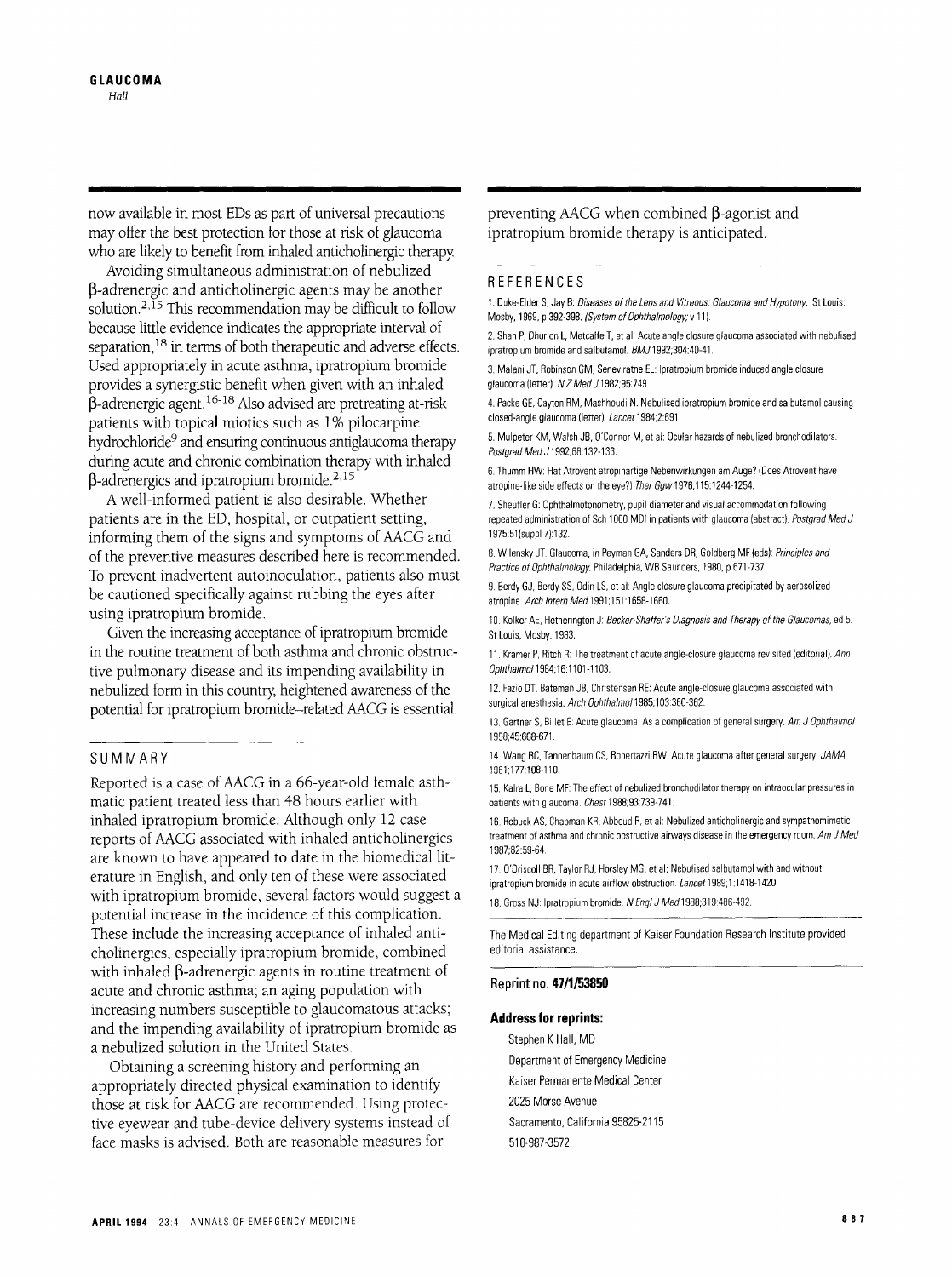now available in most EDs as part of universal precautions may offer the best protection for those at risk of glaucoma who are likely to benefit from inhaled anticholinergic therapy.

Avoiding simultaneous administration of nebulized β-adrenergic and anticholinergic agents may be another solution.[2,15] This recommendation may be difficult to follow because little evidence indicates the appropriate interval of separation,[18] in terms of both therapeutic and adverse effects. Used appropriately in acute asthma, ipratropium bromide provides a synergistic benefit when given with an inhaled β-adrenergic agent.[16-18] Also advised are pretreating at-risk patients with topical miotics such as 1% pilocarpine hydrochloride[9] and ensuring continuous antiglaucoma therapy during acute and chronic combination therapy with inhaled β-adrenergics and ipratropium bromide.[2,15]

A well-informed patient is also desirable. Whether patients are in the ED, hospital, or outpatient setting, informing them of the signs and symptoms of AACG and of the preventive measures described here is recommended. To prevent inadvertent autoinoculation, patients also must be cautioned specifically against rubbing the eyes after using ipratropium bromide.

Given the increasing acceptance of ipratropium bromide in the routine treatment of both asthma and chronic obstructive pulmonary disease and its impending availability in nebulized form in this country, heightened awareness of the potential for ipratropium bromide–related AACG is essential.

## SUMMARY

Reported is a case of AACG in a 66-year-old female asthmatic patient treated less than 48 hours earlier with inhaled ipratropium bromide. Although only 12 case reports of AACG associated with inhaled anticholinergics are known to have appeared to date in the biomedical literature in English, and only ten of these were associated with ipratropium bromide, several factors would suggest a potential increase in the incidence of this complication. These include the increasing acceptance of inhaled anticholinergics, especially ipratropium bromide, combined with inhaled β-adrenergic agents in routine treatment of acute and chronic asthma; an aging population with increasing numbers susceptible to glaucomatous attacks; and the impending availability of ipratropium bromide as a nebulized solution in the United States.

Obtaining a screening history and performing an appropriately directed physical examination to identify those at risk for AACG are recommended. Using protective eyewear and tube-device delivery systems instead of face masks is advised. Both are reasonable measures for preventing AACG when combined β-agonist and ipratropium bromide therapy is anticipated.

## REFERENCES

1. Duke-Elder S, Jay B: *Diseases of the Lens and Vitreous: Glaucoma and Hypotony.* St Louis: Mosby, 1969, p 392-398. *(System of Ophthalmology;* v 11).
2. Shah P, Dhurjon L, Metcalfe T, et al: Acute angle closure glaucoma associated with nebulised ipratropium bromide and salbutamol. *BMJ* 1992;304:40-41.
3. Malani JT, Robinson GM, Seneviratne EL: Ipratropium bromide induced angle closure glaucoma (letter). *N Z Med J* 1982;95:749.
4. Packe GE, Cayton RM, Mashhoudi N: Nebulised ipratropium bromide and salbutamol causing closed-angle glaucoma (letter). *Lancet* 1984;2:691.
5. Mulpeter KM, Walsh JB, O'Connor M, et al: Ocular hazards of nebulized bronchodilators. *Postgrad Med J* 1992;68:132-133.
6. Thumm HW: Hat Atrovent atropinartige Nebenwirkungen am Auge? (Does Atrovent have atropine-like side effects on the eye?) *Ther Ggw* 1976;115:1244-1254.
7. Sheufler G: Ophthalmotonometry, pupil diameter and visual accommodation following repeated administration of Sch 1000 MDI in patients with glaucoma (abstract). *Postgrad Med J* 1975;51(suppl 7):132.
8. Wilensky JT: Glaucoma, in Peyman GA, Sanders DR, Goldberg MF (eds): *Principles and Practice of Ophthalmology.* Philadelphia, WB Saunders, 1980, p 671-737.
9. Berdy GJ, Berdy SS, Odin LS, et al: Angle closure glaucoma precipitated by aerosolized atropine. *Arch Intern Med* 1991;151:1658-1660.
10. Kolker AE, Hetherington J: *Becker-Shaffer's Diagnosis and Therapy of the Glaucomas,* ed 5. St Louis, Mosby, 1983.
11. Kramer P, Ritch R: The treatment of acute angle-closure glaucoma revisited (editorial). *Ann Ophthalmol* 1984;16:1101-1103.
12. Fazio DT, Bateman JB, Christensen RE: Acute angle-closure glaucoma associated with surgical anesthesia. *Arch Ophthalmol* 1985;103:360-362.
13. Gartner S, Billet E: Acute glaucoma: As a complication of general surgery. *Am J Ophthalmol* 1958;45:668-671.
14. Wang BC, Tannenbaum CS, Robertazzi RW: Acute glaucoma after general surgery. *JAMA* 1961;177:108-110.
15. Kalra L, Bone MF: The effect of nebulized bronchodilator therapy on intraocular pressures in patients with glaucoma. *Chest* 1988;93:739-741.
16. Rebuck AS, Chapman KR, Abboud R, et al: Nebulized anticholinergic and sympathomimetic treatment of asthma and chronic obstructive airways disease in the emergency room. *Am J Med* 1987;82:59-64.
17. O'Driscoll BR, Taylor RJ, Horsley MG, et al: Nebulised salbutamol with and without ipratropium bromide in acute airflow obstruction. *Lancet* 1989;1:1418-1420.
18. Gross NJ: Ipratropium bromide. *N Engl J Med* 1988;319:486-492.

The Medical Editing department of Kaiser Foundation Research Institute provided editorial assistance.

**Reprint no. 47/1/53850**

**Address for reprints:**

Stephen K Hall, MD
Department of Emergency Medicine
Kaiser Permanente Medical Center
2025 Morse Avenue
Sacramento, California 95825-2115
510-987-3572